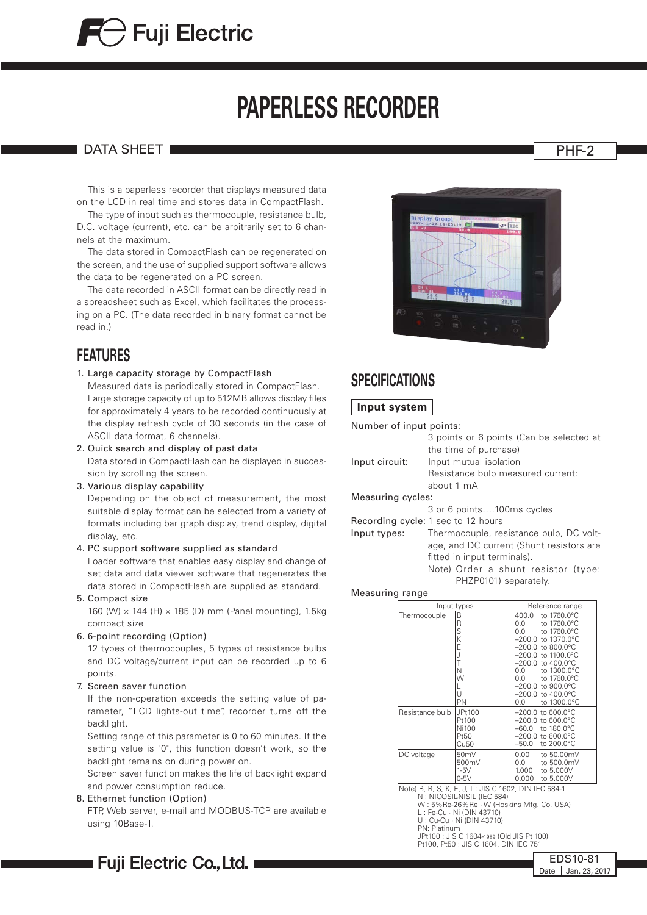# PAPERLESS RECORDER

DATA SHEET PHF-2

This is a paperless recorder that displays measured data on the LCD in real time and stores data in CompactFlash.

The type of input such as thermocouple, resistance bulb, D.C. voltage (current), etc. can be arbitrarily set to 6 channels at the maximum.

The data stored in CompactFlash can be regenerated on the screen, and the use of supplied support software allows the data to be regenerated on a PC screen.

The data recorded in ASCII format can be directly read in a spreadsheet such as Excel, which facilitates the processing on a PC. (The data recorded in binary format cannot be read in.)

## FEATURES

1. Large capacity storage by CompactFlash
   Measured data is periodically stored in CompactFlash. Large storage capacity of up to 512MB allows display files for approximately 4 years to be recorded continuously at the display refresh cycle of 30 seconds (in the case of ASCII data format, 6 channels).
2. Quick search and display of past data
   Data stored in CompactFlash can be displayed in succession by scrolling the screen.
3. Various display capability
   Depending on the object of measurement, the most suitable display format can be selected from a variety of formats including bar graph display, trend display, digital display, etc.
4. PC support software supplied as standard
   Loader software that enables easy display and change of set data and data viewer software that regenerates the data stored in CompactFlash are supplied as standard.
5. Compact size
   160 (W) × 144 (H) × 185 (D) mm (Panel mounting), 1.5kg compact size
6. 6-point recording (Option)
   12 types of thermocouples, 5 types of resistance bulbs and DC voltage/current input can be recorded up to 6 points.
7. Screen saver function
   If the non-operation exceeds the setting value of parameter, "LCD lights-out time", recorder turns off the backlight.
   Setting range of this parameter is 0 to 60 minutes. If the setting value is "0", this function doesn't work, so the backlight remains on during power on.
   Screen saver function makes the life of backlight expand and power consumption reduce.
8. Ethernet function (Option)
   FTP, Web server, e-mail and MODBUS-TCP are available using 10Base-T.

## SPECIFICATIONS

### Input system

Number of input points:
3 points or 6 points (Can be selected at the time of purchase)

Input circuit: Input mutual isolation
Resistance bulb measured current: about 1 mA

Measuring cycles:
3 or 6 points....100ms cycles

Recording cycle: 1 sec to 12 hours

Input types: Thermocouple, resistance bulb, DC voltage, and DC current (Shunt resistors are fitted in input terminals).
Note) Order a shunt resistor (type: PHZP0101) separately.

Measuring range

| Input types | | Reference range |
|---|---|---|
| Thermocouple | B | 400.0 to 1760.0°C |
| | R | 0.0 to 1760.0°C |
| | S | 0.0 to 1760.0°C |
| | K | −200.0 to 1370.0°C |
| | E | −200.0 to 800.0°C |
| | J | −200.0 to 1100.0°C |
| | T | −200.0 to 400.0°C |
| | N | 0.0 to 1300.0°C |
| | W | 0.0 to 1760.0°C |
| | L | −200.0 to 900.0°C |
| | U | −200.0 to 400.0°C |
| | PN | 0.0 to 1300.0°C |
| Resistance bulb | JPt100 | −200.0 to 600.0°C |
| | Pt100 | −200.0 to 600.0°C |
| | Ni100 | −60.0 to 180.0°C |
| | Pt50 | −200.0 to 600.0°C |
| | Cu50 | −50.0 to 200.0°C |
| DC voltage | 50mV | 0.00 to 50.00mV |
| | 500mV | 0.0 to 500.0mV |
| | 1-5V | 1.000 to 5.000V |
| | 0-5V | 0.000 to 5.000V |

Note) B, R, S, K, E, J, T : JIS C 1602, DIN IEC 584-1
N : NICOSIL-NISIL (IEC 584)
W : 5%Re-26%Re · W (Hoskins Mfg. Co. USA)
L : Fe-Cu · Ni (DIN 43710)
U : Cu-Cu · Ni (DIN 43710)
PN: Platinum
JPt100 : JIS C 1604-1989 (Old JIS Pt 100)
Pt100, Pt50 : JIS C 1604, DIN IEC 751

EDS10-81
Date Jan. 23, 2017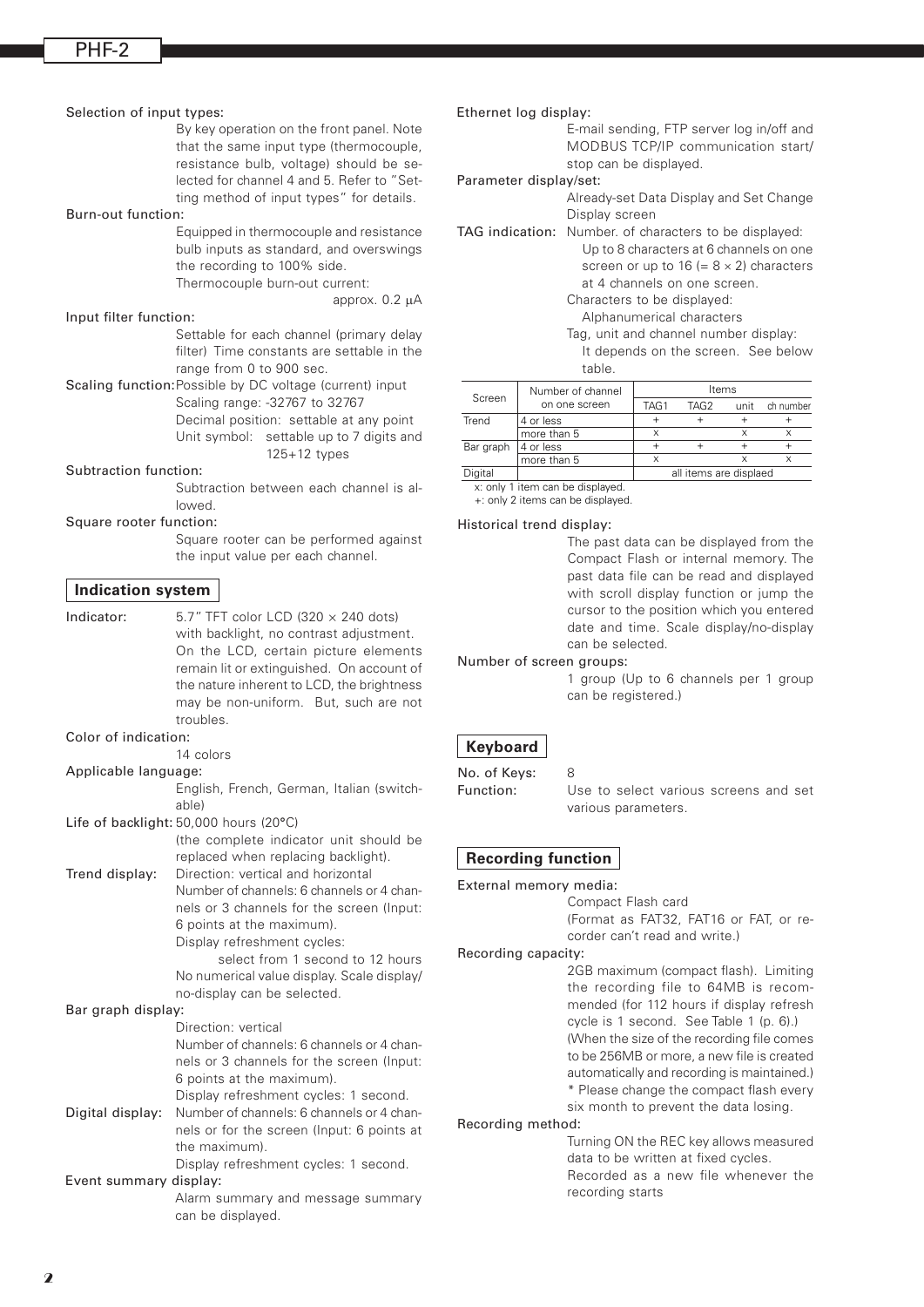**Selection of input types:**
By key operation on the front panel. Note that the same input type (thermocouple, resistance bulb, voltage) should be selected for channel 4 and 5. Refer to "Setting method of input types" for details.

**Burn-out function:**
Equipped in thermocouple and resistance bulb inputs as standard, and overswings the recording to 100% side.
Thermocouple burn-out current: approx. 0.2 μA

**Input filter function:**
Settable for each channel (primary delay filter) Time constants are settable in the range from 0 to 900 sec.

**Scaling function:** Possible by DC voltage (current) input
Scaling range: -32767 to 32767
Decimal position: settable at any point
Unit symbol: settable up to 7 digits and 125+12 types

**Subtraction function:**
Subtraction between each channel is allowed.

**Square rooter function:**
Square rooter can be performed against the input value per each channel.

## Indication system

**Indicator:** 5.7" TFT color LCD (320 × 240 dots) with backlight, no contrast adjustment. On the LCD, certain picture elements remain lit or extinguished. On account of the nature inherent to LCD, the brightness may be non-uniform. But, such are not troubles.

**Color of indication:**
14 colors

**Applicable language:**
English, French, German, Italian (switchable)

**Life of backlight:** 50,000 hours (20°C)
(the complete indicator unit should be replaced when replacing backlight).

**Trend display:** Direction: vertical and horizontal
Number of channels: 6 channels or 4 channels or 3 channels for the screen (Input: 6 points at the maximum).
Display refreshment cycles: select from 1 second to 12 hours
No numerical value display. Scale display/no-display can be selected.

**Bar graph display:**
Direction: vertical
Number of channels: 6 channels or 4 channels or 3 channels for the screen (Input: 6 points at the maximum).
Display refreshment cycles: 1 second.

**Digital display:** Number of channels: 6 channels or 4 channels or for the screen (Input: 6 points at the maximum).
Display refreshment cycles: 1 second.

**Event summary display:**
Alarm summary and message summary can be displayed.

**Ethernet log display:**
E-mail sending, FTP server log in/off and MODBUS TCP/IP communication start/stop can be displayed.

**Parameter display/set:**
Already-set Data Display and Set Change Display screen

**TAG indication:** Number. of characters to be displayed:
Up to 8 characters at 6 channels on one screen or up to 16 (= 8 × 2) characters at 4 channels on one screen.
Characters to be displayed:
Alphanumerical characters
Tag, unit and channel number display:
It depends on the screen. See below table.

| Screen | Number of channel on one screen | Items | | | |
|---|---|---|---|---|---|
| | | TAG1 | TAG2 | unit | ch number |
| Trend | 4 or less | + | + | + | + |
| | more than 5 | x | | x | x |
| Bar graph | 4 or less | + | + | + | + |
| | more than 5 | x | | x | x |
| Digital | | all items are displaed | | | |

x: only 1 item can be displayed.
+: only 2 items can be displayed.

**Historical trend display:**
The past data can be displayed from the Compact Flash or internal memory. The past data file can be read and displayed with scroll display function or jump the cursor to the position which you entered date and time. Scale display/no-display can be selected.

**Number of screen groups:**
1 group (Up to 6 channels per 1 group can be registered.)

## Keyboard

**No. of Keys:** 8
**Function:** Use to select various screens and set various parameters.

## Recording function

**External memory media:**
Compact Flash card
(Format as FAT32, FAT16 or FAT, or recorder can't read and write.)

**Recording capacity:**
2GB maximum (compact flash). Limiting the recording file to 64MB is recommended (for 112 hours if display refresh cycle is 1 second. See Table 1 (p. 6).)
(When the size of the recording file comes to be 256MB or more, a new file is created automatically and recording is maintained.)
* Please change the compact flash every six month to prevent the data losing.

**Recording method:**
Turning ON the REC key allows measured data to be written at fixed cycles.
Recorded as a new file whenever the recording starts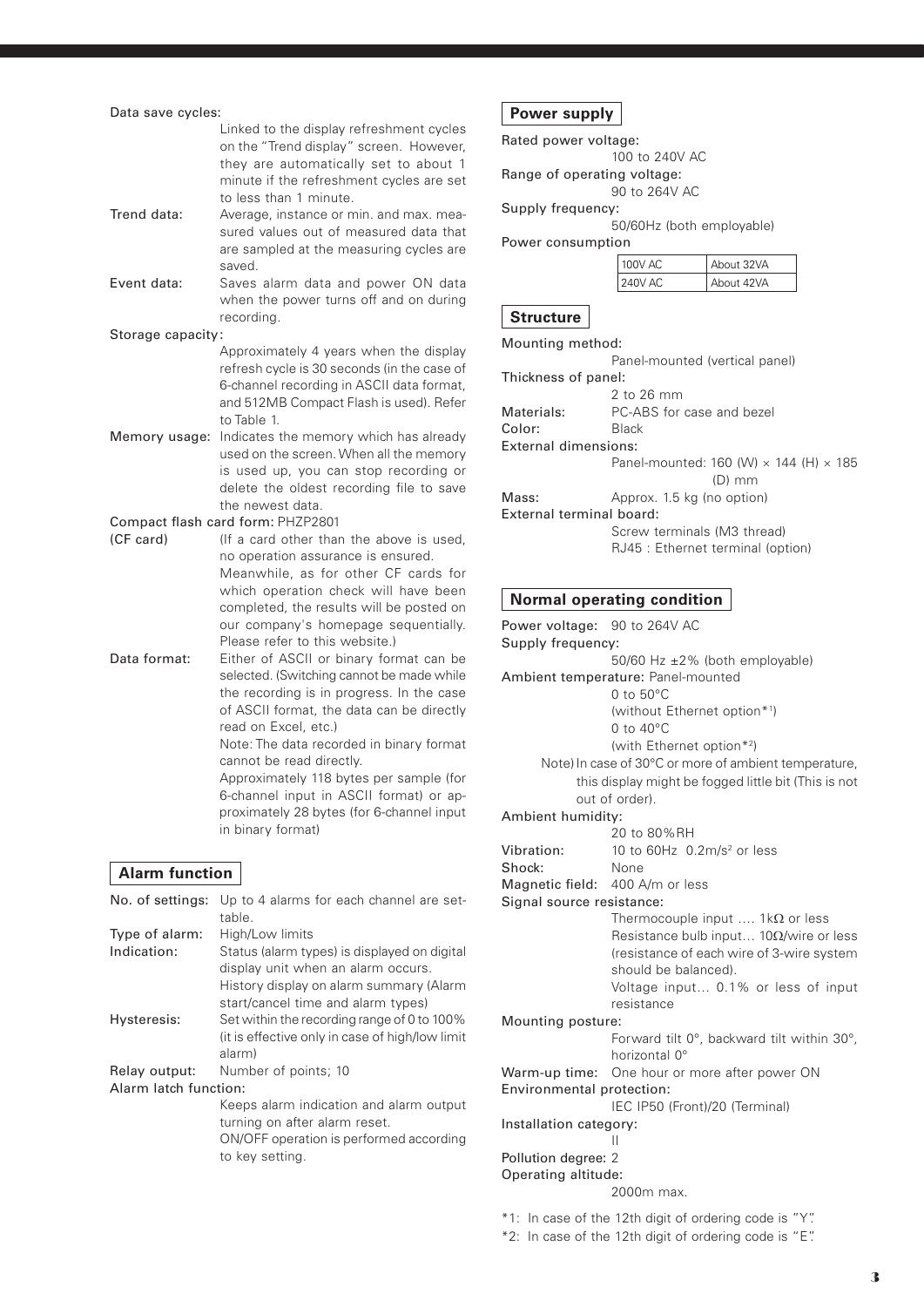Data save cycles:
: Linked to the display refreshment cycles on the "Trend display" screen. However, they are automatically set to about 1 minute if the refreshment cycles are set to less than 1 minute.

Trend data: Average, instance or min. and max. measured values out of measured data that are sampled at the measuring cycles are saved.

Event data: Saves alarm data and power ON data when the power turns off and on during recording.

Storage capacity:
: Approximately 4 years when the display refresh cycle is 30 seconds (in the case of 6-channel recording in ASCII data format, and 512MB Compact Flash is used). Refer to Table 1.

Memory usage: Indicates the memory which has already used on the screen. When all the memory is used up, you can stop recording or delete the oldest recording file to save the newest data.

Compact flash card form: PHZP2801
(CF card) (If a card other than the above is used, no operation assurance is ensured. Meanwhile, as for other CF cards for which operation check will have been completed, the results will be posted on our company's homepage sequentially. Please refer to this website.)

Data format: Either of ASCII or binary format can be selected. (Switching cannot be made while the recording is in progress. In the case of ASCII format, the data can be directly read on Excel, etc.)
Note: The data recorded in binary format cannot be read directly.
Approximately 118 bytes per sample (for 6-channel input in ASCII format) or approximately 28 bytes (for 6-channel input in binary format)

## Alarm function

No. of settings: Up to 4 alarms for each channel are settable.

Type of alarm: High/Low limits

Indication: Status (alarm types) is displayed on digital display unit when an alarm occurs.
History display on alarm summary (Alarm start/cancel time and alarm types)

Hysteresis: Set within the recording range of 0 to 100% (it is effective only in case of high/low limit alarm)

Relay output: Number of points; 10

Alarm latch function:
: Keeps alarm indication and alarm output turning on after alarm reset.
ON/OFF operation is performed according to key setting.

## Power supply

Rated power voltage:
: 100 to 240V AC

Range of operating voltage:
: 90 to 264V AC

Supply frequency:
: 50/60Hz (both employable)

Power consumption

| | |
|---|---|
| 100V AC | About 32VA |
| 240V AC | About 42VA |

## Structure

Mounting method:
: Panel-mounted (vertical panel)

Thickness of panel:
: 2 to 26 mm

Materials: PC-ABS for case and bezel

Color: Black

External dimensions:
: Panel-mounted: 160 (W) × 144 (H) × 185 (D) mm

Mass: Approx. 1.5 kg (no option)

External terminal board:
: Screw terminals (M3 thread)
RJ45 : Ethernet terminal (option)

## Normal operating condition

Power voltage: 90 to 264V AC

Supply frequency:
: 50/60 Hz ±2% (both employable)

Ambient temperature: Panel-mounted
: 0 to 50°C
(without Ethernet option*1)
0 to 40°C
(with Ethernet option*2)
Note) In case of 30°C or more of ambient temperature, this display might be fogged little bit (This is not out of order).

Ambient humidity:
: 20 to 80%RH

Vibration: 10 to 60Hz 0.2m/s² or less

Shock: None

Magnetic field: 400 A/m or less

Signal source resistance:
: Thermocouple input .... 1kΩ or less
Resistance bulb input... 10Ω/wire or less (resistance of each wire of 3-wire system should be balanced).
Voltage input... 0.1% or less of input resistance

Mounting posture:
: Forward tilt 0°, backward tilt within 30°, horizontal 0°

Warm-up time: One hour or more after power ON

Environmental protection:
: IEC IP50 (Front)/20 (Terminal)

Installation category:
: II

Pollution degree: 2

Operating altitude:
: 2000m max.

*1: In case of the 12th digit of ordering code is "Y".
*2: In case of the 12th digit of ordering code is "E".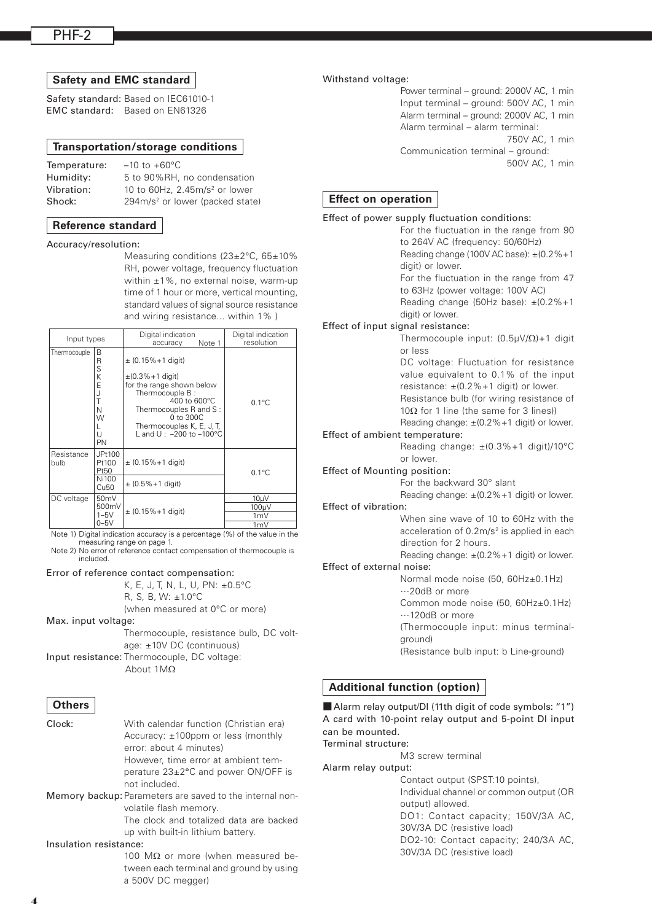## Safety and EMC standard

**Safety standard:** Based on IEC61010-1
**EMC standard:** Based on EN61326

## Transportation/storage conditions

Temperature: –10 to +60°C
Humidity: 5 to 90%RH, no condensation
Vibration: 10 to 60Hz, 2.45m/s$^2$ or lower
Shock: 294m/s$^2$ or lower (packed state)

## Reference standard

Accuracy/resolution:

Measuring conditions (23±2°C, 65±10% RH, power voltage, frequency fluctuation within ±1%, no external noise, warm-up time of 1 hour or more, vertical mounting, standard values of signal source resistance and wiring resistance... within 1% )

| Input types | | Digital indication accuracy Note 1 | Digital indication resolution |
|---|---|---|---|
| Thermocouple | B<br>R<br>S<br>K<br>E<br>J<br>T<br>N<br>W<br>L<br>U<br>PN | ± (0.15%+1 digit)<br><br>±(0.3%+1 digit)<br>for the range shown below<br>Thermocouple B : 400 to 600°C<br>Thermocouples R and S : 0 to 300C<br>Thermocouples K, E, J, T, L and U : –200 to –100°C | 0.1°C |
| Resistance bulb | JPt100<br>Pt100<br>Pt50 | ± (0.15%+1 digit) | 0.1°C |
| | Ni100<br>Cu50 | ± (0.5%+1 digit) | |
| DC voltage | 50mV | ± (0.15%+1 digit) | 10μV |
| | 500mV | | 100μV |
| | 1–5V | | 1mV |
| | 0–5V | | 1mV |

Note 1) Digital indication accuracy is a percentage (%) of the value in the measuring range on page 1.
Note 2) No error of reference contact compensation of thermocouple is included.

Error of reference contact compensation:
K, E, J, T, N, L, U, PN: ±0.5°C
R, S, B, W: ±1.0°C
(when measured at 0°C or more)

Max. input voltage:
Thermocouple, resistance bulb, DC voltage: ±10V DC (continuous)

Input resistance: Thermocouple, DC voltage:
About 1MΩ

## Others

Clock: With calendar function (Christian era)
Accuracy: ±100ppm or less (monthly error: about 4 minutes)
However, time error at ambient temperature 23±2°C and power ON/OFF is not included.

Memory backup: Parameters are saved to the internal non-volatile flash memory.
The clock and totalized data are backed up with built-in lithium battery.

Insulation resistance:
100 MΩ or more (when measured between each terminal and ground by using a 500V DC megger)

Withstand voltage:
Power terminal – ground: 2000V AC, 1 min
Input terminal – ground: 500V AC, 1 min
Alarm terminal – ground: 2000V AC, 1 min
Alarm terminal – alarm terminal: 750V AC, 1 min
Communication terminal – ground: 500V AC, 1 min

## Effect on operation

Effect of power supply fluctuation conditions:
For the fluctuation in the range from 90 to 264V AC (frequency: 50/60Hz)
Reading change (100V AC base): ±(0.2%+1 digit) or lower.
For the fluctuation in the range from 47 to 63Hz (power voltage: 100V AC)
Reading change (50Hz base): ±(0.2%+1 digit) or lower.

Effect of input signal resistance:
Thermocouple input: (0.5μV/Ω)+1 digit or less
DC voltage: Fluctuation for resistance value equivalent to 0.1% of the input resistance: ±(0.2%+1 digit) or lower.
Resistance bulb (for wiring resistance of 10Ω for 1 line (the same for 3 lines))
Reading change: ±(0.2%+1 digit) or lower.

Effect of ambient temperature:
Reading change: ±(0.3%+1 digit)/10°C or lower.

Effect of Mounting position:
For the backward 30° slant
Reading change: ±(0.2%+1 digit) or lower.

Effect of vibration:
When sine wave of 10 to 60Hz with the acceleration of 0.2m/s$^2$ is applied in each direction for 2 hours.
Reading change: ±(0.2%+1 digit) or lower.

Effect of external noise:
Normal mode noise (50, 60Hz±0.1Hz) ···20dB or more
Common mode noise (50, 60Hz±0.1Hz) ···120dB or more
(Thermocouple input: minus terminal-ground)
(Resistance bulb input: b Line-ground)

## Additional function (option)

■ Alarm relay output/DI (11th digit of code symbols: "1")
A card with 10-point relay output and 5-point DI input can be mounted.

Terminal structure:
M3 screw terminal

Alarm relay output:
Contact output (SPST:10 points),
Individual channel or common output (OR output) allowed.
DO1: Contact capacity; 150V/3A AC, 30V/3A DC (resistive load)
DO2-10: Contact capacity; 240/3A AC, 30V/3A DC (resistive load)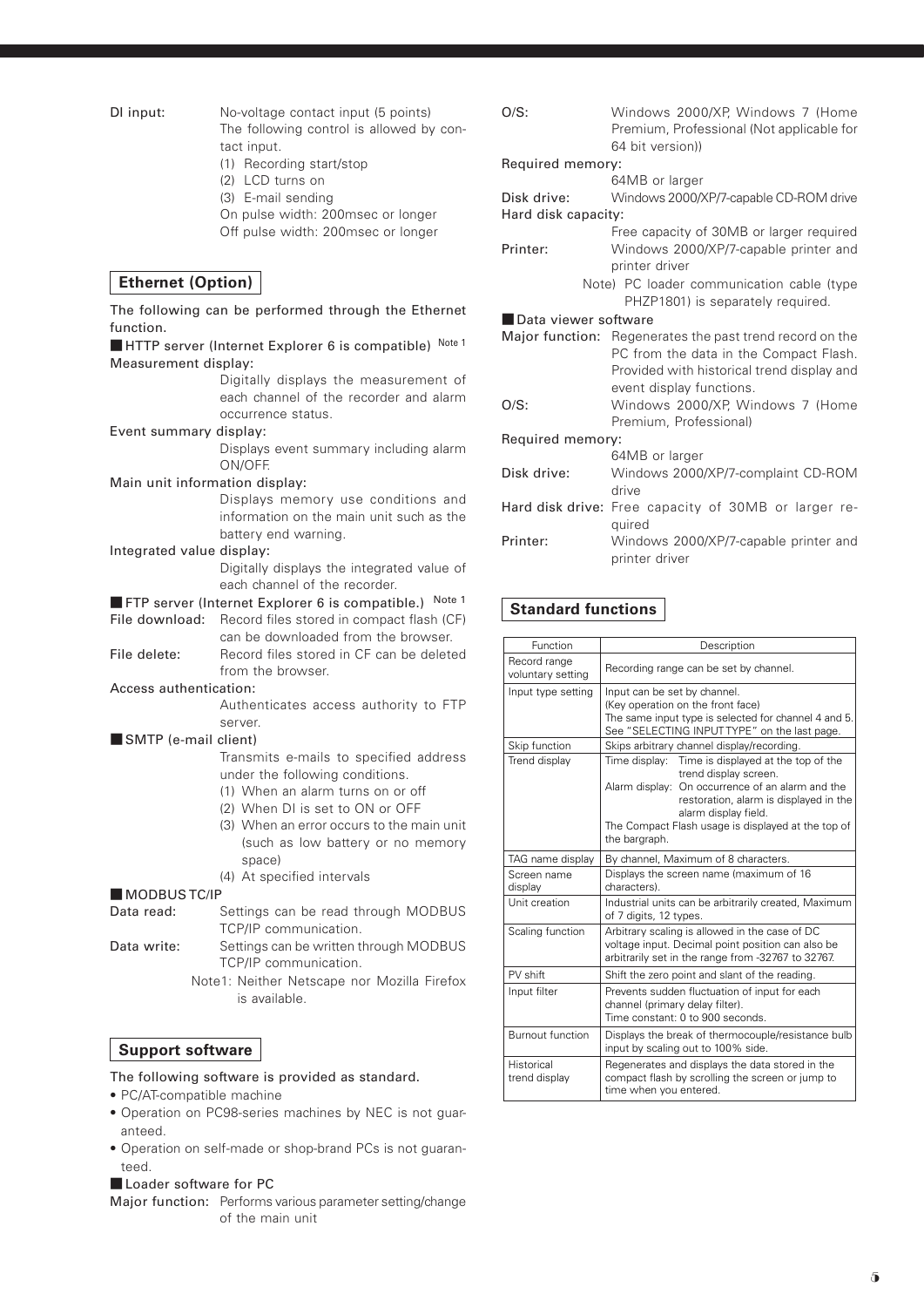DI input: No-voltage contact input (5 points)
The following control is allowed by contact input.
(1) Recording start/stop
(2) LCD turns on
(3) E-mail sending
On pulse width: 200msec or longer
Off pulse width: 200msec or longer

## Ethernet (Option)

The following can be performed through the Ethernet function.

■ HTTP server (Internet Explorer 6 is compatible) Note 1

Measurement display:
Digitally displays the measurement of each channel of the recorder and alarm occurrence status.

Event summary display:
Displays event summary including alarm ON/OFF.

Main unit information display:
Displays memory use conditions and information on the main unit such as the battery end warning.

Integrated value display:
Digitally displays the integrated value of each channel of the recorder.

■ FTP server (Internet Explorer 6 is compatible.) Note 1

File download: Record files stored in compact flash (CF) can be downloaded from the browser.

File delete: Record files stored in CF can be deleted from the browser.

Access authentication:
Authenticates access authority to FTP server.

■ SMTP (e-mail client)

Transmits e-mails to specified address under the following conditions.
(1) When an alarm turns on or off
(2) When DI is set to ON or OFF
(3) When an error occurs to the main unit (such as low battery or no memory space)
(4) At specified intervals

■ MODBUS TC/IP

Data read: Settings can be read through MODBUS TCP/IP communication.

Data write: Settings can be written through MODBUS TCP/IP communication.

Note1: Neither Netscape nor Mozilla Firefox is available.

## Support software

The following software is provided as standard.

- PC/AT-compatible machine
- Operation on PC98-series machines by NEC is not guaranteed.
- Operation on self-made or shop-brand PCs is not guaranteed.

■ Loader software for PC

Major function: Performs various parameter setting/change of the main unit

O/S: Windows 2000/XP, Windows 7 (Home Premium, Professional (Not applicable for 64 bit version))

Required memory:
64MB or larger

Disk drive: Windows 2000/XP/7-capable CD-ROM drive

Hard disk capacity:
Free capacity of 30MB or larger required

Printer: Windows 2000/XP/7-capable printer and printer driver

Note) PC loader communication cable (type PHZP1801) is separately required.

■ Data viewer software

Major function: Regenerates the past trend record on the PC from the data in the Compact Flash. Provided with historical trend display and event display functions.

O/S: Windows 2000/XP, Windows 7 (Home Premium, Professional)

Required memory:
64MB or larger

Disk drive: Windows 2000/XP/7-complaint CD-ROM drive

Hard disk drive: Free capacity of 30MB or larger required

Printer: Windows 2000/XP/7-capable printer and printer driver

## Standard functions

| Function | Description |
|---|---|
| Record range voluntary setting | Recording range can be set by channel. |
| Input type setting | Input can be set by channel. (Key operation on the front face) The same input type is selected for channel 4 and 5. See "SELECTING INPUT TYPE" on the last page. |
| Skip function | Skips arbitrary channel display/recording. |
| Trend display | Time display: Time is displayed at the top of the trend display screen. Alarm display: On occurrence of an alarm and the restoration, alarm is displayed in the alarm display field. The Compact Flash usage is displayed at the top of the bargraph. |
| TAG name display | By channel, Maximum of 8 characters. |
| Screen name display | Displays the screen name (maximum of 16 characters). |
| Unit creation | Industrial units can be arbitrarily created, Maximum of 7 digits, 12 types. |
| Scaling function | Arbitrary scaling is allowed in the case of DC voltage input. Decimal point position can also be arbitrarily set in the range from -32767 to 32767. |
| PV shift | Shift the zero point and slant of the reading. |
| Input filter | Prevents sudden fluctuation of input for each channel (primary delay filter). Time constant: 0 to 900 seconds. |
| Burnout function | Displays the break of thermocouple/resistance bulb input by scaling out to 100% side. |
| Historical trend display | Regenerates and displays the data stored in the compact flash by scrolling the screen or jump to time when you entered. |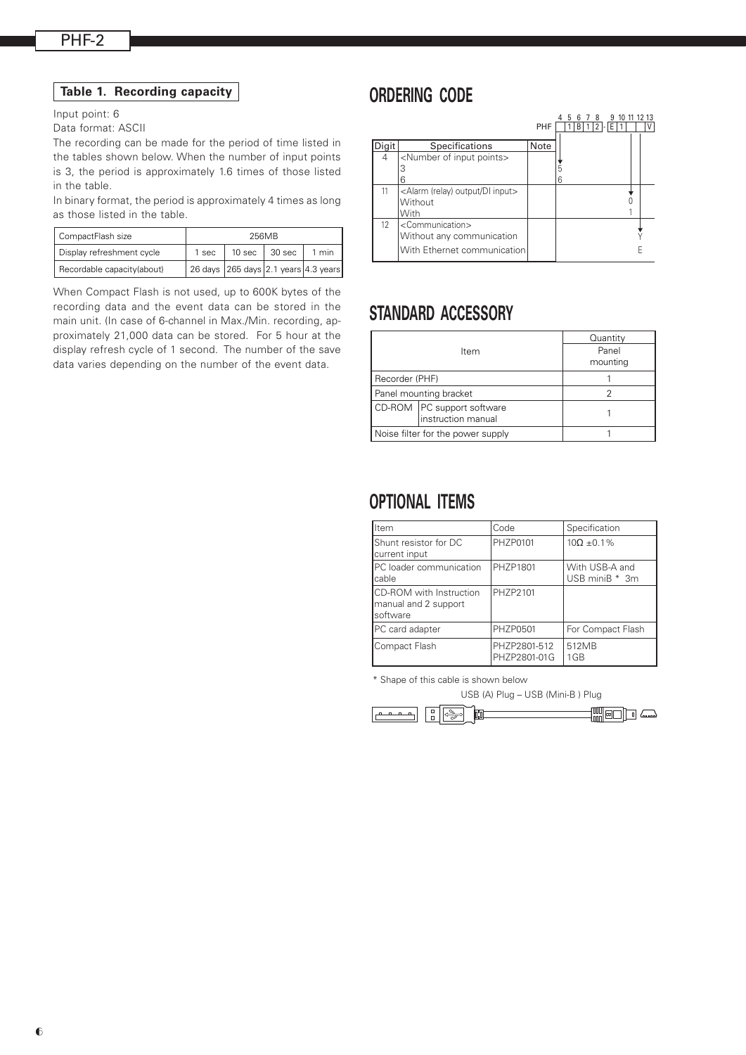### Table 1. Recording capacity

Input point: 6

Data format: ASCII

The recording can be made for the period of time listed in the tables shown below. When the number of input points is 3, the period is approximately 1.6 times of those listed in the table.

In binary format, the period is approximately 4 times as long as those listed in the table.

| CompactFlash size | 256MB | | | |
|---|---|---|---|---|
| Display refreshment cycle | 1 sec | 10 sec | 30 sec | 1 min |
| Recordable capacity(about) | 26 days | 265 days | 2.1 years | 4.3 years |

When Compact Flash is not used, up to 600K bytes of the recording data and the event data can be stored in the main unit. (In case of 6-channel in Max./Min. recording, approximately 21,000 data can be stored. For 5 hour at the display refresh cycle of 1 second. The number of the save data varies depending on the number of the event data.

## ORDERING CODE

PHF [ ] 1 B 1 2 - E 1 [ ] [ ] V (Digits 4 5 6 7 8 - 9 10 11 12 13)

| Digit | Specifications | Note | Code |
|---|---|---|---|
| 4 | <Number of input points> | | |
| | 3 | | 5 |
| | 6 | | 6 |
| 11 | <Alarm (relay) output/DI input> | | |
| | Without | | 0 |
| | With | | 1 |
| 12 | <Communication> | | |
| | Without any communication | | Y |
| | With Ethernet communication | | E |

## STANDARD ACCESSORY

| Item | | Quantity Panel mounting |
|---|---|---|
| Recorder (PHF) | | 1 |
| Panel mounting bracket | | 2 |
| CD-ROM | PC support software instruction manual | 1 |
| Noise filter for the power supply | | 1 |

## OPTIONAL ITEMS

| Item | Code | Specification |
|---|---|---|
| Shunt resistor for DC current input | PHZP0101 | 10Ω ±0.1% |
| PC loader communication cable | PHZP1801 | With USB-A and USB miniB * 3m |
| CD-ROM with Instruction manual and 2 support software | PHZP2101 | |
| PC card adapter | PHZP0501 | For Compact Flash |
| Compact Flash | PHZP2801-512<br>PHZP2801-01G | 512MB<br>1GB |

* Shape of this cable is shown below

USB (A) Plug – USB (Mini-B ) Plug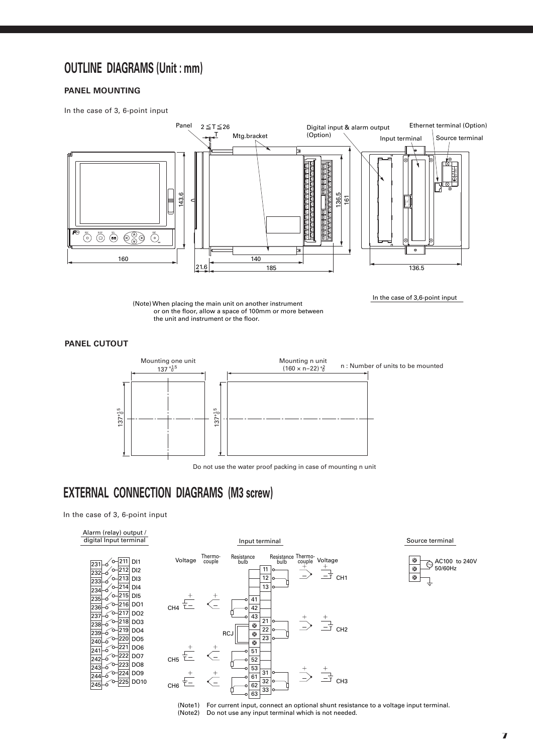# OUTLINE DIAGRAMS (Unit : mm)

## PANEL MOUNTING

In the case of 3, 6-point input

Panel $2 \leqq T \leqq 26$

Mtg.bracket

Digital input & alarm output (Option)

Ethernet terminal (Option)

Input terminal

Source terminal

143.6

136.5

161

160

21.6

140

185

136.5

In the case of 3,6-point input

(Note) When placing the main unit on another instrument or on the floor, allow a space of 100mm or more between the unit and instrument or the floor.

## PANEL CUTOUT

Mounting one unit $137^{+1.5}_{0}$

Mounting n unit $(160 \times n-22)^{+2}_{0}$

n : Number of units to be mounted

$137^{+1.5}_{0}$

$137^{+1.5}_{0}$

Do not use the water proof packing in case of mounting n unit

# EXTERNAL CONNECTION DIAGRAMS (M3 screw)

In the case of 3, 6-point input

Alarm (relay) output / digital Input terminal

| | | |
|---|---|---|
| 231 | 211 | DI1 |
| 232 | 212 | DI2 |
| 233 | 213 | DI3 |
| 234 | 214 | DI4 |
| 235 | 215 | DI5 |
| 236 | 216 | DO1 |
| 237 | 217 | DO2 |
| 238 | 218 | DO3 |
| 239 | 219 | DO4 |
| 240 | 220 | DO5 |
| 241 | 221 | DO6 |
| 242 | 222 | DO7 |
| 243 | 223 | DO8 |
| 244 | 224 | DO9 |
| 245 | 225 | DO10 |

Input terminal

Voltage / Thermo-couple / Resistance bulb

CH1: 11, 12, 13

CH4: 41, 42, 43

CH2: 21, 22, 23

RCJ

CH5: 51, 52, 53

CH6: 61, 62, 63

CH3: 31, 32, 33

Source terminal

AC100 to 240V 50/60Hz

(Note1) For current input, connect an optional shunt resistance to a voltage input terminal.
(Note2) Do not use any input terminal which is not needed.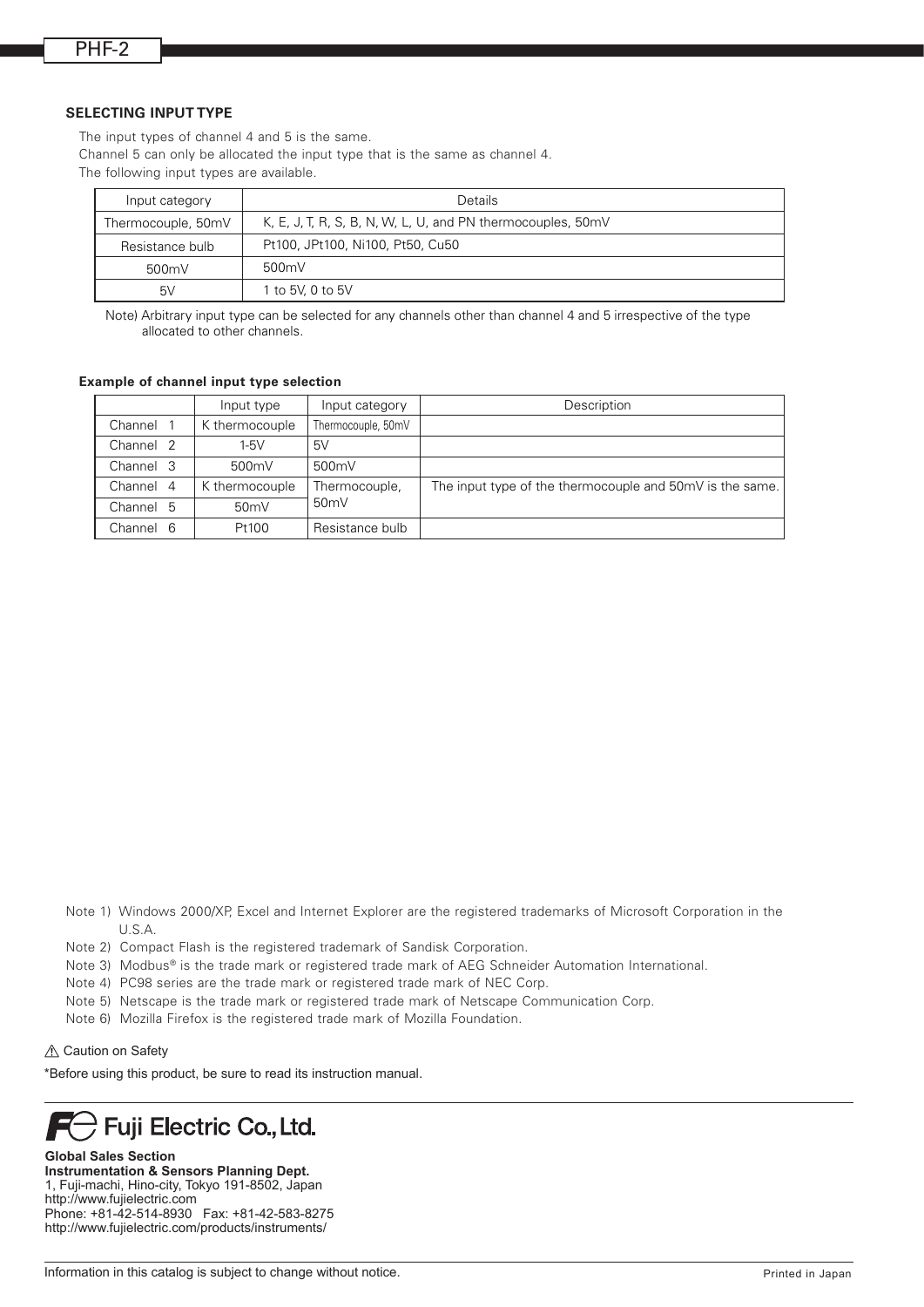### SELECTING INPUT TYPE

The input types of channel 4 and 5 is the same.
Channel 5 can only be allocated the input type that is the same as channel 4.
The following input types are available.

| Input category | Details |
|---|---|
| Thermocouple, 50mV | K, E, J, T, R, S, B, N, W, L, U, and PN thermocouples, 50mV |
| Resistance bulb | Pt100, JPt100, Ni100, Pt50, Cu50 |
| 500mV | 500mV |
| 5V | 1 to 5V, 0 to 5V |

Note) Arbitrary input type can be selected for any channels other than channel 4 and 5 irrespective of the type allocated to other channels.

**Example of channel input type selection**

| | Input type | Input category | Description |
|---|---|---|---|
| Channel 1 | K thermocouple | Thermocouple, 50mV | |
| Channel 2 | 1-5V | 5V | |
| Channel 3 | 500mV | 500mV | |
| Channel 4 | K thermocouple | Thermocouple, 50mV | The input type of the thermocouple and 50mV is the same. |
| Channel 5 | 50mV | | |
| Channel 6 | Pt100 | Resistance bulb | |

Note 1) Windows 2000/XP, Excel and Internet Explorer are the registered trademarks of Microsoft Corporation in the U.S.A.
Note 2) Compact Flash is the registered trademark of Sandisk Corporation.
Note 3) Modbus® is the trade mark or registered trade mark of AEG Schneider Automation International.
Note 4) PC98 series are the trade mark or registered trade mark of NEC Corp.
Note 5) Netscape is the trade mark or registered trade mark of Netscape Communication Corp.
Note 6) Mozilla Firefox is the registered trade mark of Mozilla Foundation.

⚠ Caution on Safety

*Before using this product, be sure to read its instruction manual.

**Fuji Electric Co., Ltd.**

**Global Sales Section**
**Instrumentation & Sensors Planning Dept.**
1, Fuji-machi, Hino-city, Tokyo 191-8502, Japan
http://www.fujielectric.com
Phone: +81-42-514-8930 Fax: +81-42-583-8275
http://www.fujielectric.com/products/instruments/

Information in this catalog is subject to change without notice.

Printed in Japan